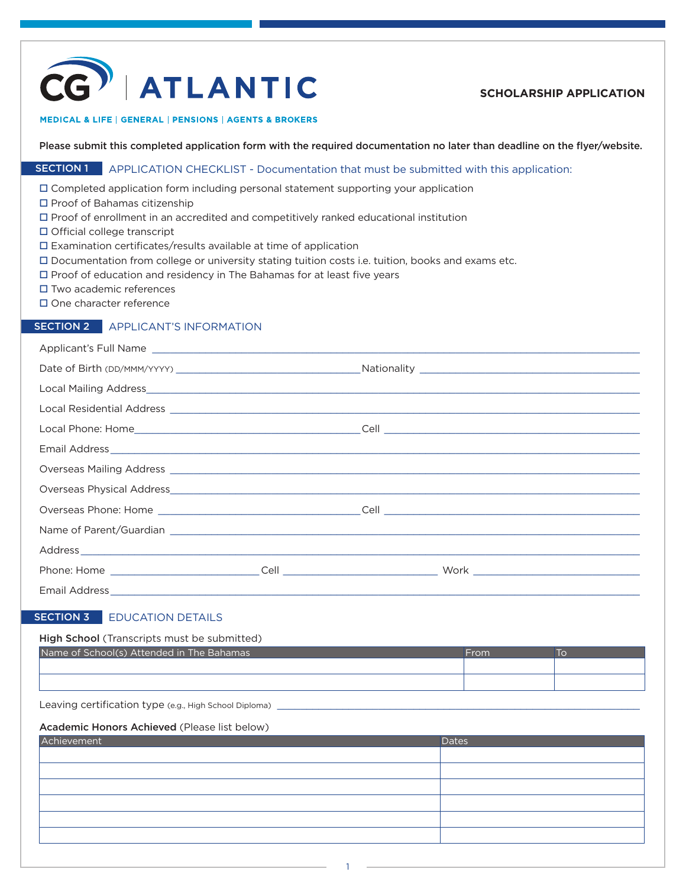# CG | ATLANTIC

**MEDICAL & LIFE | GENERAL | PENSIONS | AGENTS & BROKERS**

**SCHOLARSHIP APPLICATION**

**Please submit this completed application form with the required documentation no later than deadline on the flyer/website.**

## SECTION 1 APPLICATION CHECKLIST - Documentation that must be submitted with this application:

- ☐ Completed application form including personal statement supporting your application
- ☐ Proof of Bahamas citizenship
- ☐ Proof of enrollment in an accredited and competitively ranked educational institution
- ☐ Official college transcript
- ☐ Examination certificates/results available at time of application
- ☐ Documentation from college or university stating tuition costs i.e. tuition, books and exams etc.
- ☐ Proof of education and residency in The Bahamas for at least five years
- ☐ Two academic references
- ☐ One character reference

## SECTION 2 APPLICANT'S INFORMATION

Applicant's Full Name ____________________________________________

Date of Birth (DD/MMM/YYYY) ____________________ Nationality ____________________

Local Mailing Address ____________________________________________

Local Residential Address ____________________________________________

Local Phone: Home ____________________ Cell ____________________

Email Address ____________________________________________

Overseas Mailing Address ____________________________________________

Overseas Physical Address ____________________________________________

Overseas Phone: Home ____________________ Cell ____________________

Name of Parent/Guardian ____________________________________________

Address ____________________________________________

Phone: Home ________________ Cell ________________ Work ________________

Email Address ____________________________________________

## SECTION 3 EDUCATION DETAILS

**High School** (Transcripts must be submitted)

| Name of School(s) Attended in The Bahamas | From | To |
|---|---|---|
| | | |
| | | |

Leaving certification type (e.g., High School Diploma) ____________________________________________

**Academic Honors Achieved** (Please list below)

| Achievement | Dates |
|---|---|
| | |
| | |
| | |
| | |
| | |
| | |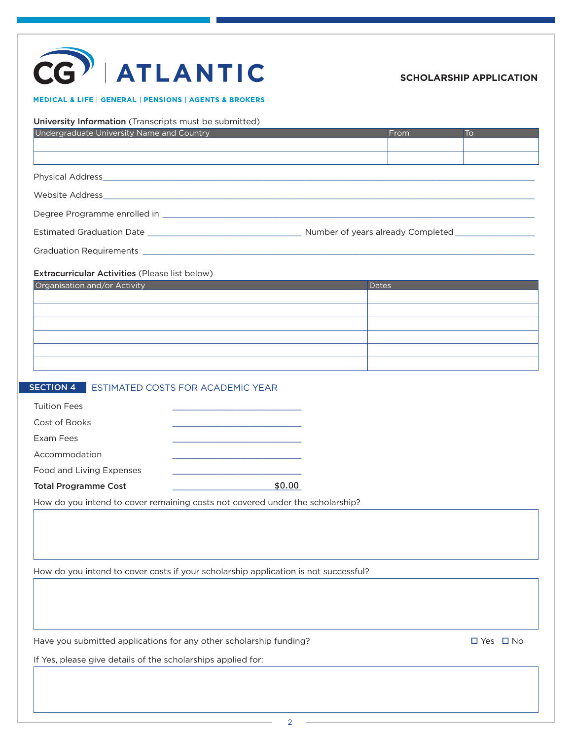CG | ATLANTIC

MEDICAL & LIFE | GENERAL | PENSIONS | AGENTS & BROKERS

**SCHOLARSHIP APPLICATION**

**University Information** (Transcripts must be submitted)

| Undergraduate University Name and Country | From | To |
|---|---|---|
| | | |
| | | |

Physical Address_______________________________________________

Website Address_______________________________________________

Degree Programme enrolled in _______________________________________________

Estimated Graduation Date ____________________ Number of years already Completed __________

Graduation Requirements _______________________________________________

**Extracurricular Activities** (Please list below)

| Organisation and/or Activity | Dates |
|---|---|
| | |
| | |
| | |
| | |
| | |
| | |

## SECTION 4 ESTIMATED COSTS FOR ACADEMIC YEAR

Tuition Fees ____________________

Cost of Books ____________________

Exam Fees ____________________

Accommodation ____________________

Food and Living Expenses ____________________

**Total Programme Cost** $0.00

How do you intend to cover remaining costs not covered under the scholarship?

How do you intend to cover costs if your scholarship application is not successful?

Have you submitted applications for any other scholarship funding? ☐ Yes ☐ No

If Yes, please give details of the scholarships applied for: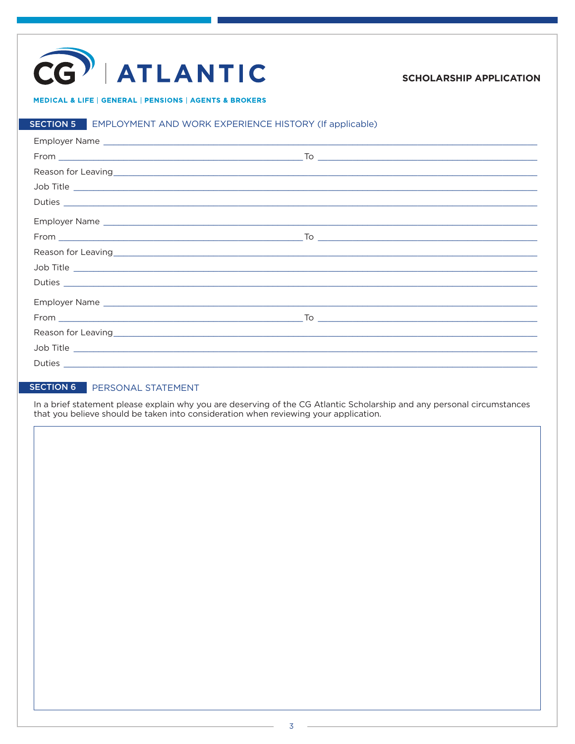CG | ATLANTIC

MEDICAL & LIFE | GENERAL | PENSIONS | AGENTS & BROKERS

**SCHOLARSHIP APPLICATION**

## SECTION 5 EMPLOYMENT AND WORK EXPERIENCE HISTORY (If applicable)

Employer Name ______________________________________________

From ______________________ To ______________________

Reason for Leaving ______________________________________________

Job Title ______________________________________________

Duties ______________________________________________

Employer Name ______________________________________________

From ______________________ To ______________________

Reason for Leaving ______________________________________________

Job Title ______________________________________________

Duties ______________________________________________

Employer Name ______________________________________________

From ______________________ To ______________________

Reason for Leaving ______________________________________________

Job Title ______________________________________________

Duties ______________________________________________

## SECTION 6 PERSONAL STATEMENT

In a brief statement please explain why you are deserving of the CG Atlantic Scholarship and any personal circumstances that you believe should be taken into consideration when reviewing your application.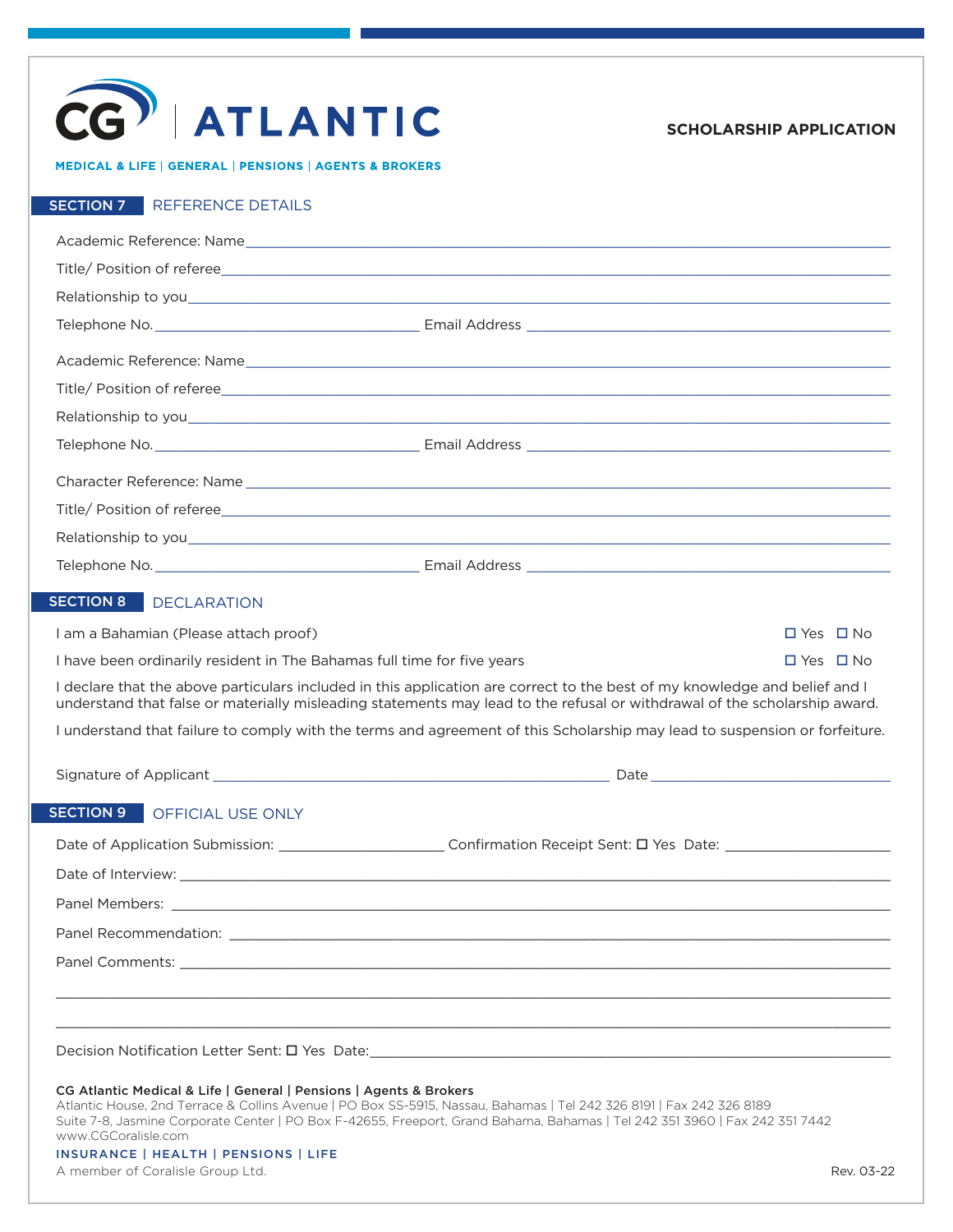**CG | ATLANTIC**

MEDICAL & LIFE | GENERAL | PENSIONS | AGENTS & BROKERS

**SCHOLARSHIP APPLICATION**

## SECTION 7 REFERENCE DETAILS

Academic Reference: Name_______________________________________________

Title/ Position of referee_______________________________________________

Relationship to you_______________________________________________

Telephone No. ______________________ Email Address ______________________

Academic Reference: Name_______________________________________________

Title/ Position of referee_______________________________________________

Relationship to you_______________________________________________

Telephone No. ______________________ Email Address ______________________

Character Reference: Name _______________________________________________

Title/ Position of referee_______________________________________________

Relationship to you_______________________________________________

Telephone No. ______________________ Email Address ______________________

## SECTION 8 DECLARATION

I am a Bahamian (Please attach proof) ☐ Yes ☐ No

I have been ordinarily resident in The Bahamas full time for five years ☐ Yes ☐ No

I declare that the above particulars included in this application are correct to the best of my knowledge and belief and I understand that false or materially misleading statements may lead to the refusal or withdrawal of the scholarship award.

I understand that failure to comply with the terms and agreement of this Scholarship may lead to suspension or forfeiture.

Signature of Applicant ______________________________ Date ______________________

## SECTION 9 OFFICIAL USE ONLY

Date of Application Submission: ______________ Confirmation Receipt Sent: ☐ Yes Date: ______________

Date of Interview: _______________________________________________

Panel Members: _______________________________________________

Panel Recommendation: _______________________________________________

Panel Comments: _______________________________________________

_______________________________________________

_______________________________________________

Decision Notification Letter Sent: ☐ Yes Date:_______________________________________________

**CG Atlantic Medical & Life | General | Pensions | Agents & Brokers**
Atlantic House, 2nd Terrace & Collins Avenue | PO Box SS-5915, Nassau, Bahamas | Tel 242 326 8191 | Fax 242 326 8189
Suite 7-8, Jasmine Corporate Center | PO Box F-42655, Freeport, Grand Bahama, Bahamas | Tel 242 351 3960 | Fax 242 351 7442
www.CGCoralisle.com

INSURANCE | HEALTH | PENSIONS | LIFE

A member of Coralisle Group Ltd.

Rev. 03-22